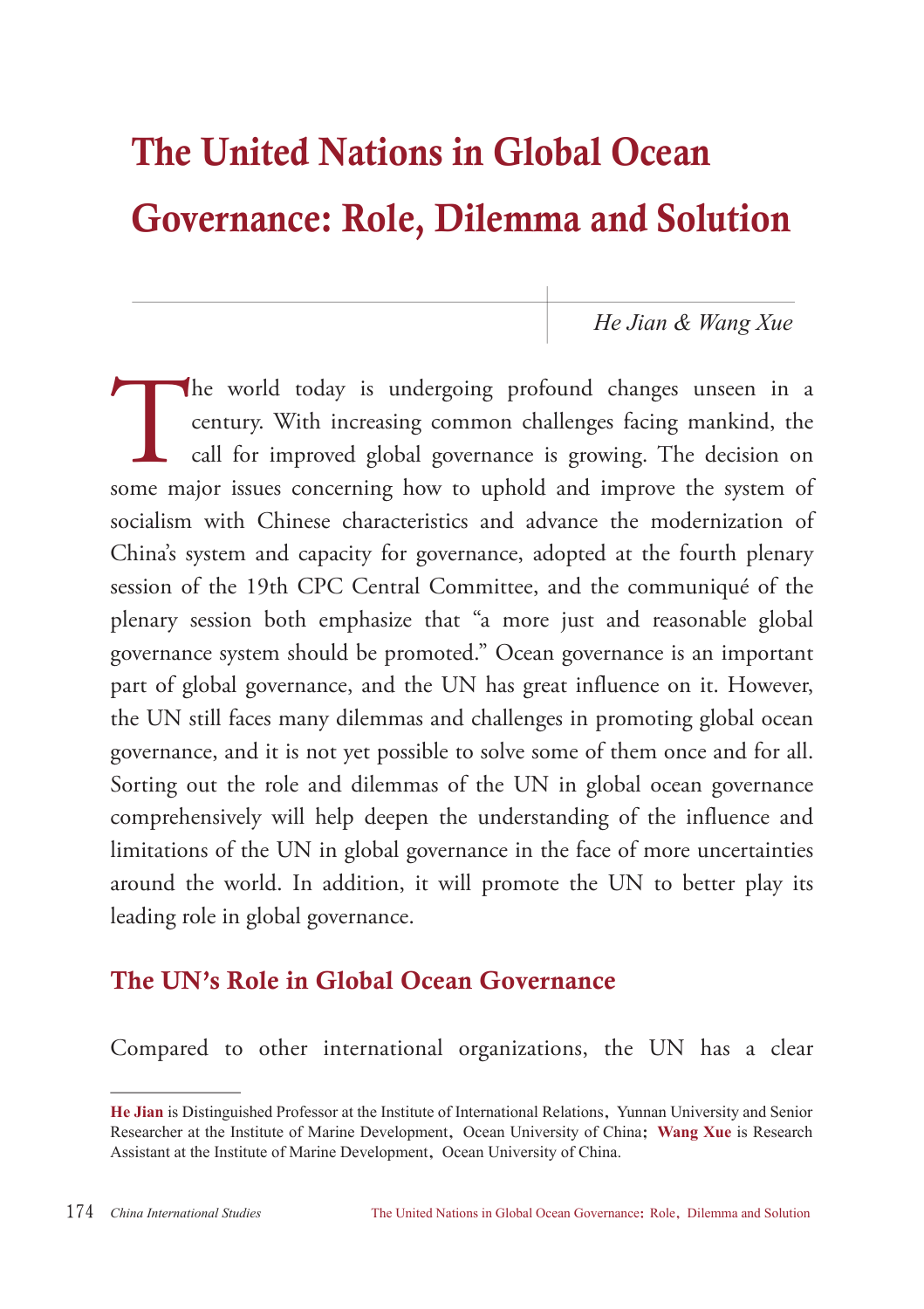# The United Nations in Global Ocean Governance: Role, Dilemma and Solution

*He Jian & Wang Xue*

The world today is undergoing profound changes unseen in a century. With increasing common challenges facing mankind, the call for improved global governance is growing. The decision on some major issues concerning how to uphold and improve the system of socialism with Chinese characteristics and advance the modernization of China's system and capacity for governance, adopted at the fourth plenary session of the 19th CPC Central Committee, and the communiqué of the plenary session both emphasize that "a more just and reasonable global governance system should be promoted." Ocean governance is an important part of global governance, and the UN has great influence on it. However, the UN still faces many dilemmas and challenges in promoting global ocean governance, and it is not yet possible to solve some of them once and for all. Sorting out the role and dilemmas of the UN in global ocean governance comprehensively will help deepen the understanding of the influence and limitations of the UN in global governance in the face of more uncertainties around the world. In addition, it will promote the UN to better play its leading role in global governance.

## The UN's Role in Global Ocean Governance

Compared to other international organizations, the UN has a clear

---

**He Jian** is Distinguished Professor at the Institute of International Relations, Yunnan University and Senior Researcher at the Institute of Marine Development, Ocean University of China; **Wang Xue** is Research Assistant at the Institute of Marine Development, Ocean University of China.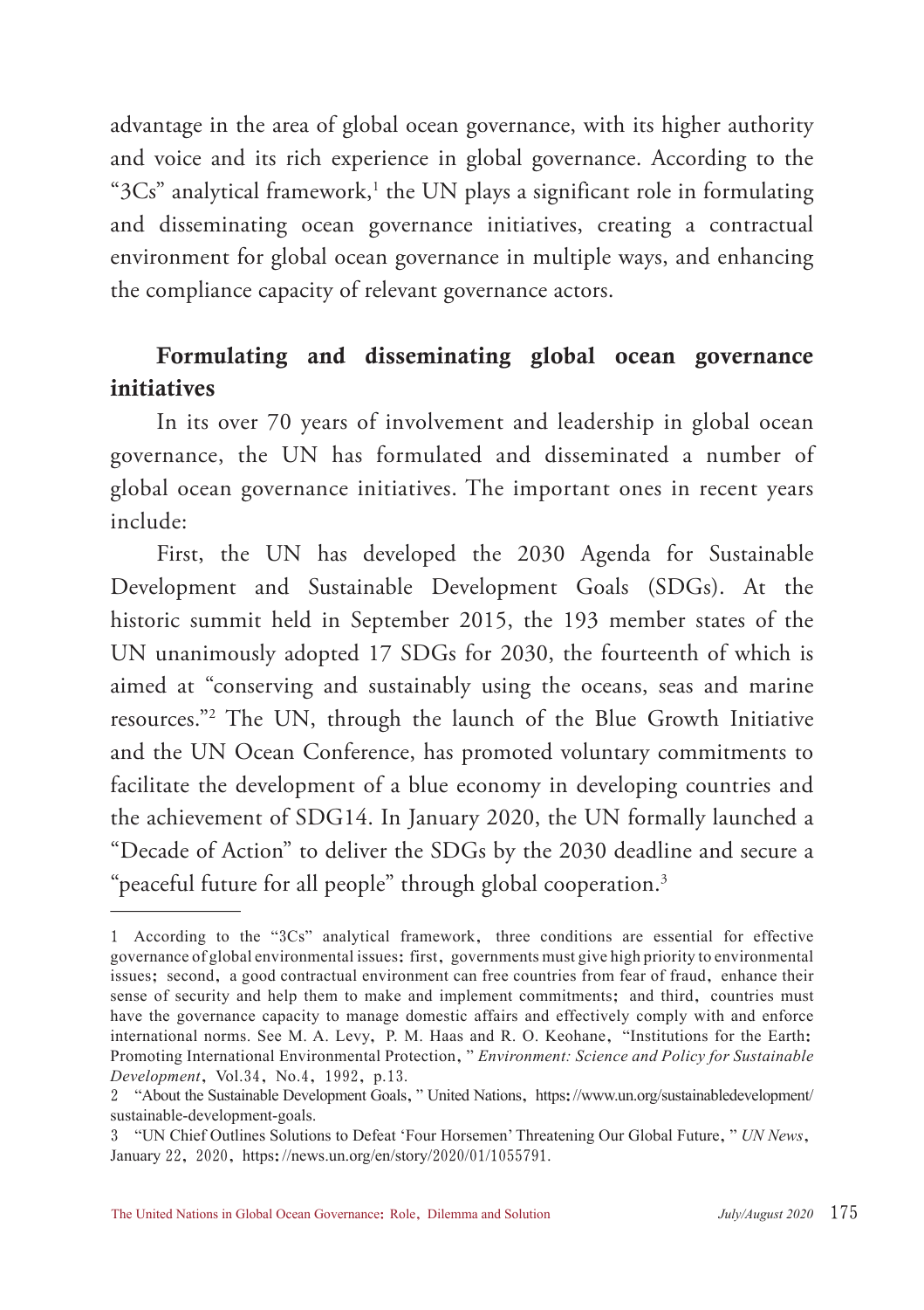advantage in the area of global ocean governance, with its higher authority and voice and its rich experience in global governance. According to the "3Cs" analytical framework,[1] the UN plays a significant role in formulating and disseminating ocean governance initiatives, creating a contractual environment for global ocean governance in multiple ways, and enhancing the compliance capacity of relevant governance actors.

### Formulating and disseminating global ocean governance initiatives

In its over 70 years of involvement and leadership in global ocean governance, the UN has formulated and disseminated a number of global ocean governance initiatives. The important ones in recent years include:

First, the UN has developed the 2030 Agenda for Sustainable Development and Sustainable Development Goals (SDGs). At the historic summit held in September 2015, the 193 member states of the UN unanimously adopted 17 SDGs for 2030, the fourteenth of which is aimed at "conserving and sustainably using the oceans, seas and marine resources."[2] The UN, through the launch of the Blue Growth Initiative and the UN Ocean Conference, has promoted voluntary commitments to facilitate the development of a blue economy in developing countries and the achievement of SDG14. In January 2020, the UN formally launched a "Decade of Action" to deliver the SDGs by the 2030 deadline and secure a "peaceful future for all people" through global cooperation.[3]

---

1 According to the "3Cs" analytical framework, three conditions are essential for effective governance of global environmental issues: first, governments must give high priority to environmental issues; second, a good contractual environment can free countries from fear of fraud, enhance their sense of security and help them to make and implement commitments; and third, countries must have the governance capacity to manage domestic affairs and effectively comply with and enforce international norms. See M. A. Levy, P. M. Haas and R. O. Keohane, "Institutions for the Earth: Promoting International Environmental Protection," *Environment: Science and Policy for Sustainable Development*, Vol.34, No.4, 1992, p.13.

2 "About the Sustainable Development Goals," United Nations, https://www.un.org/sustainabledevelopment/sustainable-development-goals.

3 "UN Chief Outlines Solutions to Defeat 'Four Horsemen' Threatening Our Global Future," *UN News*, January 22, 2020, https://news.un.org/en/story/2020/01/1055791.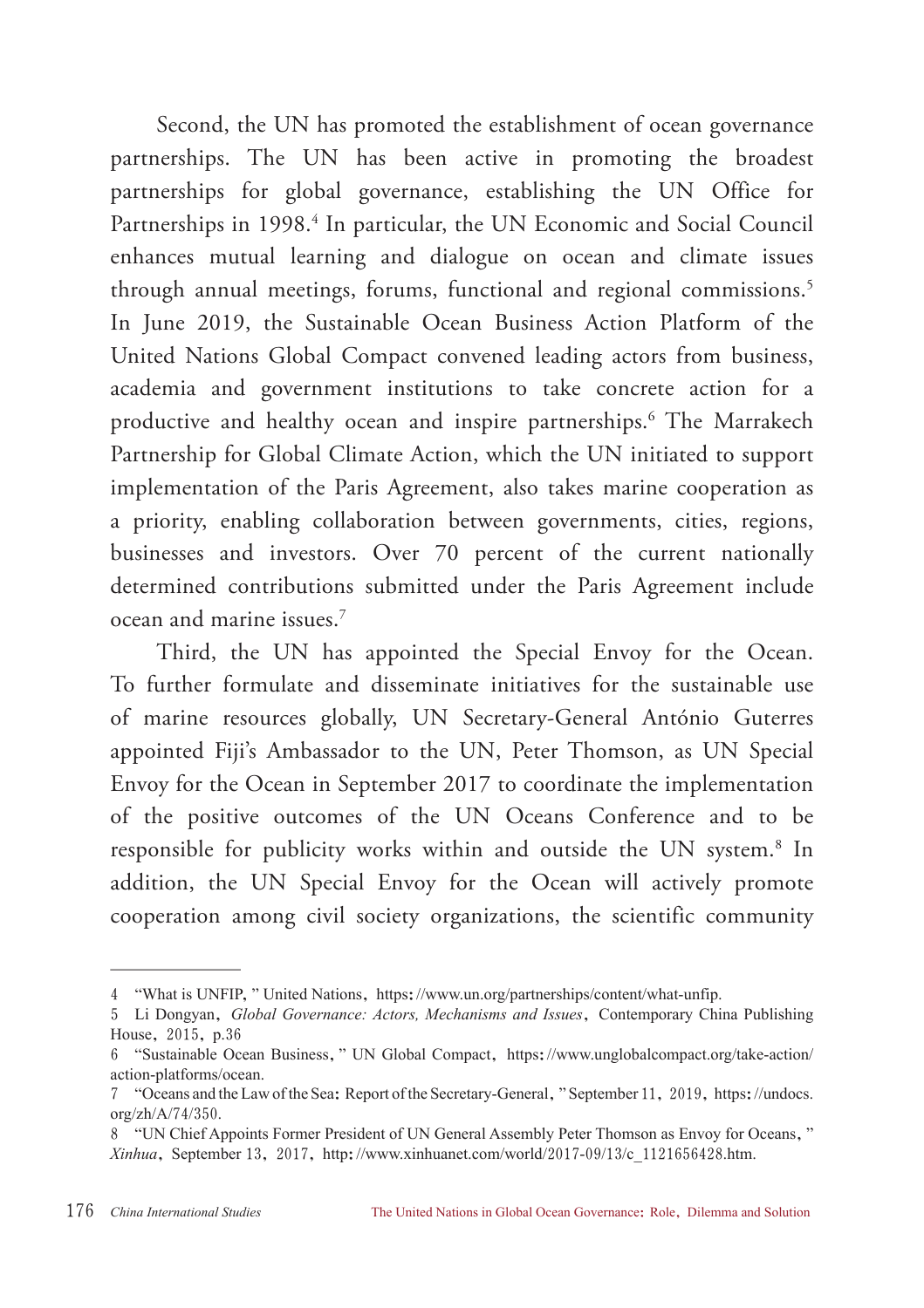Second, the UN has promoted the establishment of ocean governance partnerships. The UN has been active in promoting the broadest partnerships for global governance, establishing the UN Office for Partnerships in 1998.[4] In particular, the UN Economic and Social Council enhances mutual learning and dialogue on ocean and climate issues through annual meetings, forums, functional and regional commissions.[5] In June 2019, the Sustainable Ocean Business Action Platform of the United Nations Global Compact convened leading actors from business, academia and government institutions to take concrete action for a productive and healthy ocean and inspire partnerships.[6] The Marrakech Partnership for Global Climate Action, which the UN initiated to support implementation of the Paris Agreement, also takes marine cooperation as a priority, enabling collaboration between governments, cities, regions, businesses and investors. Over 70 percent of the current nationally determined contributions submitted under the Paris Agreement include ocean and marine issues.[7]

Third, the UN has appointed the Special Envoy for the Ocean. To further formulate and disseminate initiatives for the sustainable use of marine resources globally, UN Secretary-General António Guterres appointed Fiji's Ambassador to the UN, Peter Thomson, as UN Special Envoy for the Ocean in September 2017 to coordinate the implementation of the positive outcomes of the UN Oceans Conference and to be responsible for publicity works within and outside the UN system.[8] In addition, the UN Special Envoy for the Ocean will actively promote cooperation among civil society organizations, the scientific community

---

4 "What is UNFIP," United Nations, https://www.un.org/partnerships/content/what-unfip.

5 Li Dongyan, *Global Governance: Actors, Mechanisms and Issues*, Contemporary China Publishing House, 2015, p.36

6 "Sustainable Ocean Business," UN Global Compact, https://www.unglobalcompact.org/take-action/action-platforms/ocean.

7 "Oceans and the Law of the Sea: Report of the Secretary-General," September 11, 2019, https://undocs.org/zh/A/74/350.

8 "UN Chief Appoints Former President of UN General Assembly Peter Thomson as Envoy for Oceans," *Xinhua*, September 13, 2017, http://www.xinhuanet.com/world/2017-09/13/c_1121656428.htm.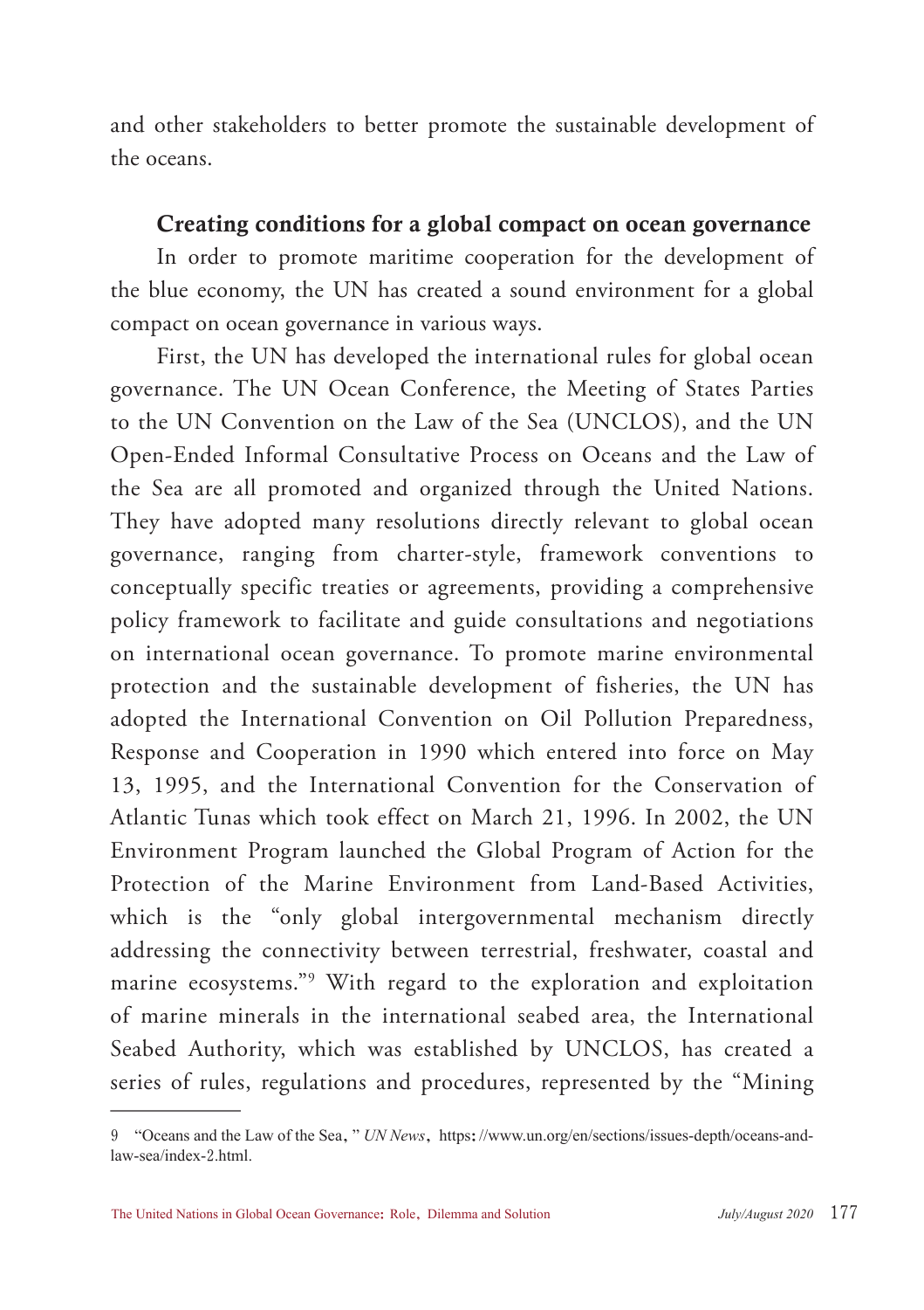and other stakeholders to better promote the sustainable development of the oceans.

### Creating conditions for a global compact on ocean governance

In order to promote maritime cooperation for the development of the blue economy, the UN has created a sound environment for a global compact on ocean governance in various ways.

First, the UN has developed the international rules for global ocean governance. The UN Ocean Conference, the Meeting of States Parties to the UN Convention on the Law of the Sea (UNCLOS), and the UN Open-Ended Informal Consultative Process on Oceans and the Law of the Sea are all promoted and organized through the United Nations. They have adopted many resolutions directly relevant to global ocean governance, ranging from charter-style, framework conventions to conceptually specific treaties or agreements, providing a comprehensive policy framework to facilitate and guide consultations and negotiations on international ocean governance. To promote marine environmental protection and the sustainable development of fisheries, the UN has adopted the International Convention on Oil Pollution Preparedness, Response and Cooperation in 1990 which entered into force on May 13, 1995, and the International Convention for the Conservation of Atlantic Tunas which took effect on March 21, 1996. In 2002, the UN Environment Program launched the Global Program of Action for the Protection of the Marine Environment from Land-Based Activities, which is the "only global intergovernmental mechanism directly addressing the connectivity between terrestrial, freshwater, coastal and marine ecosystems."[9] With regard to the exploration and exploitation of marine minerals in the international seabed area, the International Seabed Authority, which was established by UNCLOS, has created a series of rules, regulations and procedures, represented by the "Mining

---

9 "Oceans and the Law of the Sea," *UN News*, https://www.un.org/en/sections/issues-depth/oceans-and-law-sea/index-2.html.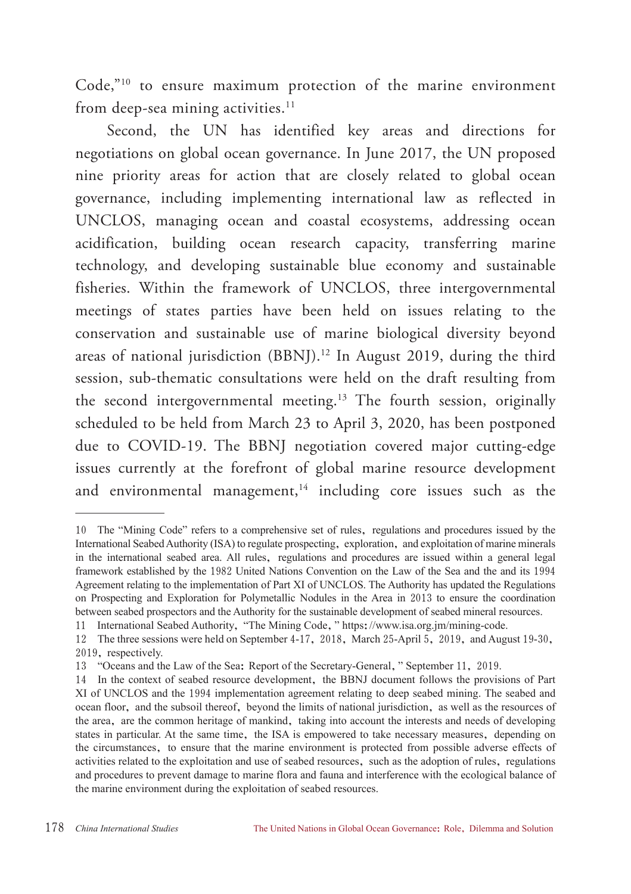Code,"[10] to ensure maximum protection of the marine environment from deep-sea mining activities.[11]

Second, the UN has identified key areas and directions for negotiations on global ocean governance. In June 2017, the UN proposed nine priority areas for action that are closely related to global ocean governance, including implementing international law as reflected in UNCLOS, managing ocean and coastal ecosystems, addressing ocean acidification, building ocean research capacity, transferring marine technology, and developing sustainable blue economy and sustainable fisheries. Within the framework of UNCLOS, three intergovernmental meetings of states parties have been held on issues relating to the conservation and sustainable use of marine biological diversity beyond areas of national jurisdiction (BBNJ).[12] In August 2019, during the third session, sub-thematic consultations were held on the draft resulting from the second intergovernmental meeting.[13] The fourth session, originally scheduled to be held from March 23 to April 3, 2020, has been postponed due to COVID-19. The BBNJ negotiation covered major cutting-edge issues currently at the forefront of global marine resource development and environmental management,[14] including core issues such as the

---

10 The "Mining Code" refers to a comprehensive set of rules, regulations and procedures issued by the International Seabed Authority (ISA) to regulate prospecting, exploration, and exploitation of marine minerals in the international seabed area. All rules, regulations and procedures are issued within a general legal framework established by the 1982 United Nations Convention on the Law of the Sea and the and its 1994 Agreement relating to the implementation of Part XI of UNCLOS. The Authority has updated the Regulations on Prospecting and Exploration for Polymetallic Nodules in the Area in 2013 to ensure the coordination between seabed prospectors and the Authority for the sustainable development of seabed mineral resources.

11 International Seabed Authority, "The Mining Code," https://www.isa.org.jm/mining-code.

12 The three sessions were held on September 4-17, 2018, March 25-April 5, 2019, and August 19-30, 2019, respectively.

13 "Oceans and the Law of the Sea: Report of the Secretary-General," September 11, 2019.

14 In the context of seabed resource development, the BBNJ document follows the provisions of Part XI of UNCLOS and the 1994 implementation agreement relating to deep seabed mining. The seabed and ocean floor, and the subsoil thereof, beyond the limits of national jurisdiction, as well as the resources of the area, are the common heritage of mankind, taking into account the interests and needs of developing states in particular. At the same time, the ISA is empowered to take necessary measures, depending on the circumstances, to ensure that the marine environment is protected from possible adverse effects of activities related to the exploitation and use of seabed resources, such as the adoption of rules, regulations and procedures to prevent damage to marine flora and fauna and interference with the ecological balance of the marine environment during the exploitation of seabed resources.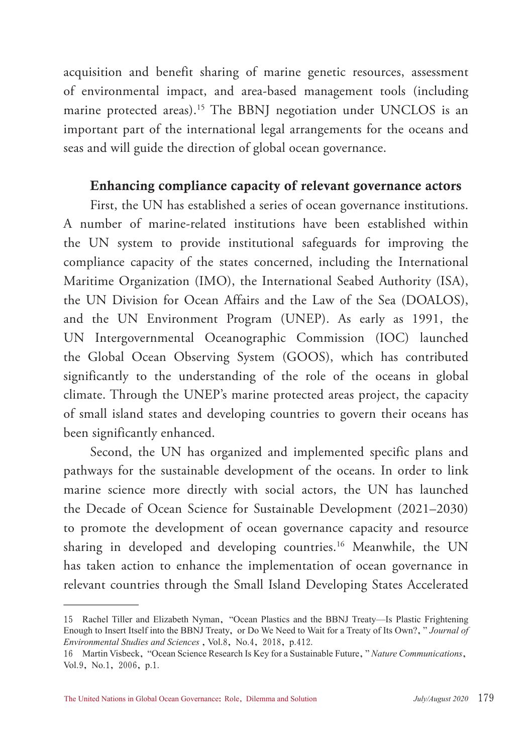acquisition and benefit sharing of marine genetic resources, assessment of environmental impact, and area-based management tools (including marine protected areas).[15] The BBNJ negotiation under UNCLOS is an important part of the international legal arrangements for the oceans and seas and will guide the direction of global ocean governance.

### Enhancing compliance capacity of relevant governance actors

First, the UN has established a series of ocean governance institutions. A number of marine-related institutions have been established within the UN system to provide institutional safeguards for improving the compliance capacity of the states concerned, including the International Maritime Organization (IMO), the International Seabed Authority (ISA), the UN Division for Ocean Affairs and the Law of the Sea (DOALOS), and the UN Environment Program (UNEP). As early as 1991, the UN Intergovernmental Oceanographic Commission (IOC) launched the Global Ocean Observing System (GOOS), which has contributed significantly to the understanding of the role of the oceans in global climate. Through the UNEP's marine protected areas project, the capacity of small island states and developing countries to govern their oceans has been significantly enhanced.

Second, the UN has organized and implemented specific plans and pathways for the sustainable development of the oceans. In order to link marine science more directly with social actors, the UN has launched the Decade of Ocean Science for Sustainable Development (2021–2030) to promote the development of ocean governance capacity and resource sharing in developed and developing countries.[16] Meanwhile, the UN has taken action to enhance the implementation of ocean governance in relevant countries through the Small Island Developing States Accelerated

---

15 Rachel Tiller and Elizabeth Nyman, "Ocean Plastics and the BBNJ Treaty—Is Plastic Frightening Enough to Insert Itself into the BBNJ Treaty, or Do We Need to Wait for a Treaty of Its Own?," *Journal of Environmental Studies and Sciences* , Vol.8, No.4, 2018, p.412.

16 Martin Visbeck, "Ocean Science Research Is Key for a Sustainable Future," *Nature Communications*, Vol.9, No.1, 2006, p.1.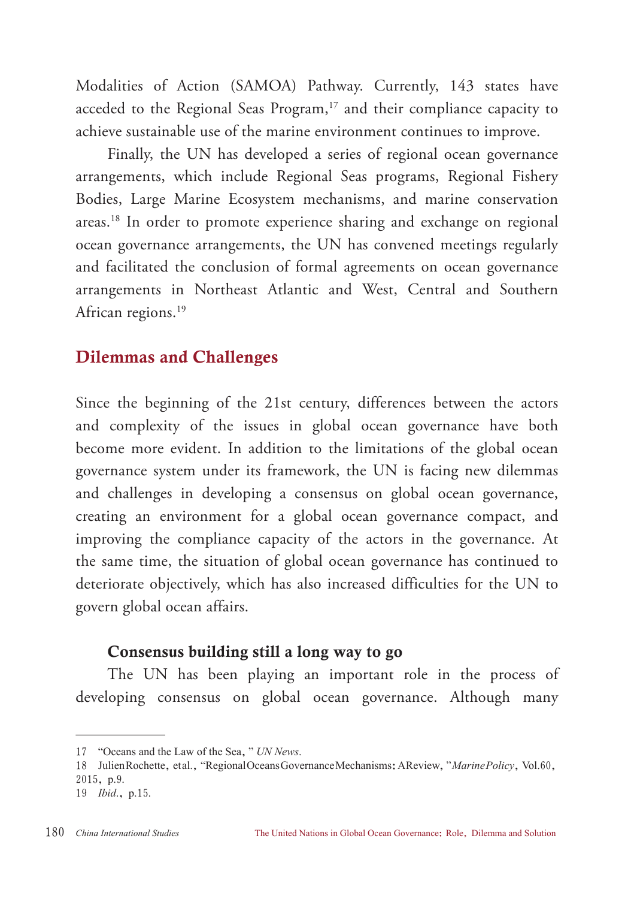Modalities of Action (SAMOA) Pathway. Currently, 143 states have acceded to the Regional Seas Program,[17] and their compliance capacity to achieve sustainable use of the marine environment continues to improve.

Finally, the UN has developed a series of regional ocean governance arrangements, which include Regional Seas programs, Regional Fishery Bodies, Large Marine Ecosystem mechanisms, and marine conservation areas.[18] In order to promote experience sharing and exchange on regional ocean governance arrangements, the UN has convened meetings regularly and facilitated the conclusion of formal agreements on ocean governance arrangements in Northeast Atlantic and West, Central and Southern African regions.[19]

## Dilemmas and Challenges

Since the beginning of the 21st century, differences between the actors and complexity of the issues in global ocean governance have both become more evident. In addition to the limitations of the global ocean governance system under its framework, the UN is facing new dilemmas and challenges in developing a consensus on global ocean governance, creating an environment for a global ocean governance compact, and improving the compliance capacity of the actors in the governance. At the same time, the situation of global ocean governance has continued to deteriorate objectively, which has also increased difficulties for the UN to govern global ocean affairs.

### Consensus building still a long way to go

The UN has been playing an important role in the process of developing consensus on global ocean governance. Although many

---

17 "Oceans and the Law of the Sea," *UN News*.

18 Julien Rochette, et al., "Regional Oceans Governance Mechanisms: A Review," *Marine Policy*, Vol.60, 2015, p.9.

19 *Ibid.*, p.15.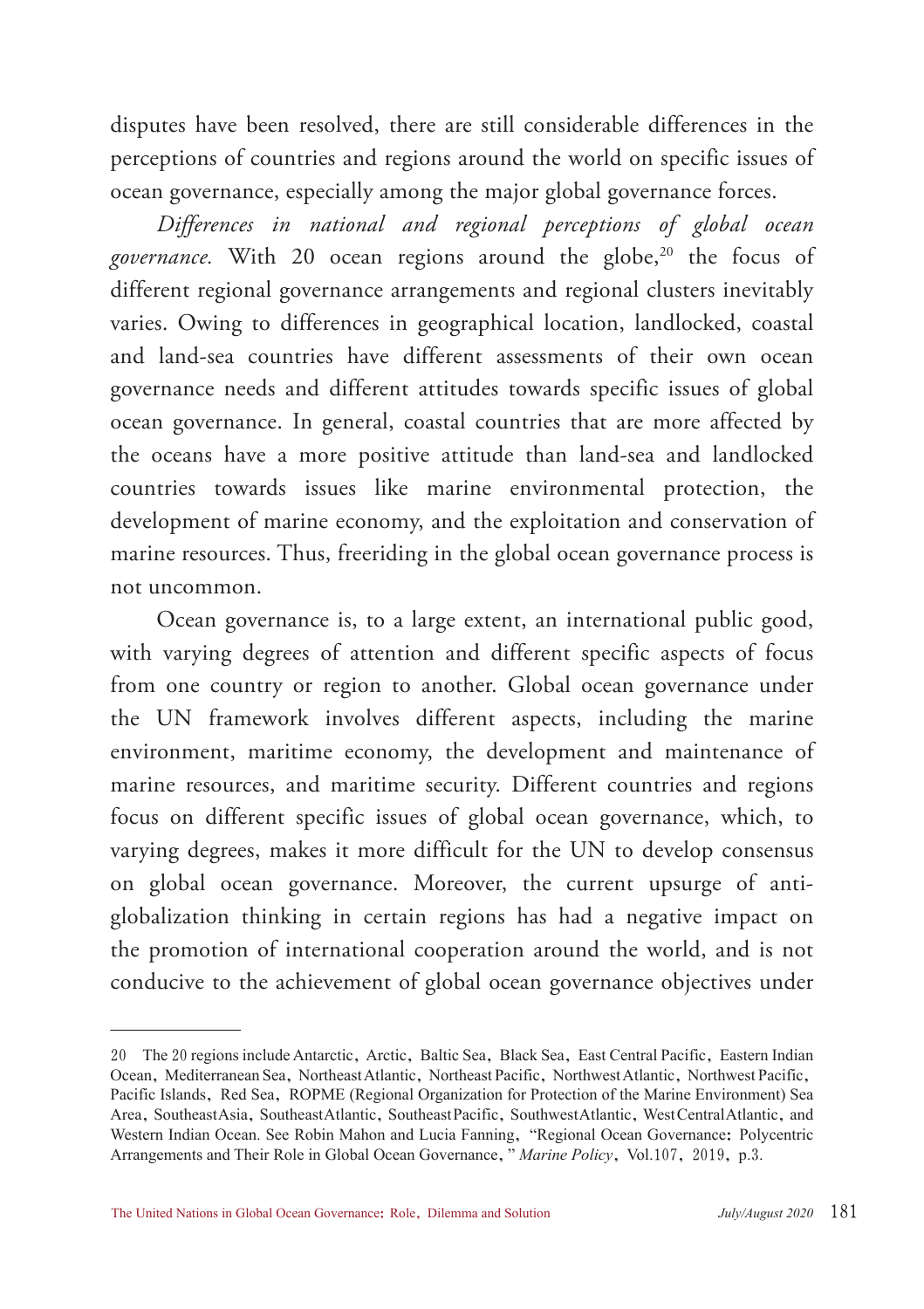disputes have been resolved, there are still considerable differences in the perceptions of countries and regions around the world on specific issues of ocean governance, especially among the major global governance forces.

*Differences in national and regional perceptions of global ocean governance.* With 20 ocean regions around the globe,[20] the focus of different regional governance arrangements and regional clusters inevitably varies. Owing to differences in geographical location, landlocked, coastal and land-sea countries have different assessments of their own ocean governance needs and different attitudes towards specific issues of global ocean governance. In general, coastal countries that are more affected by the oceans have a more positive attitude than land-sea and landlocked countries towards issues like marine environmental protection, the development of marine economy, and the exploitation and conservation of marine resources. Thus, freeriding in the global ocean governance process is not uncommon.

Ocean governance is, to a large extent, an international public good, with varying degrees of attention and different specific aspects of focus from one country or region to another. Global ocean governance under the UN framework involves different aspects, including the marine environment, maritime economy, the development and maintenance of marine resources, and maritime security. Different countries and regions focus on different specific issues of global ocean governance, which, to varying degrees, makes it more difficult for the UN to develop consensus on global ocean governance. Moreover, the current upsurge of anti-globalization thinking in certain regions has had a negative impact on the promotion of international cooperation around the world, and is not conducive to the achievement of global ocean governance objectives under

---

20 The 20 regions include Antarctic, Arctic, Baltic Sea, Black Sea, East Central Pacific, Eastern Indian Ocean, Mediterranean Sea, Northeast Atlantic, Northeast Pacific, Northwest Atlantic, Northwest Pacific, Pacific Islands, Red Sea, ROPME (Regional Organization for Protection of the Marine Environment) Sea Area, Southeast Asia, Southeast Atlantic, Southeast Pacific, Southwest Atlantic, West Central Atlantic, and Western Indian Ocean. See Robin Mahon and Lucia Fanning, "Regional Ocean Governance: Polycentric Arrangements and Their Role in Global Ocean Governance," *Marine Policy*, Vol.107, 2019, p.3.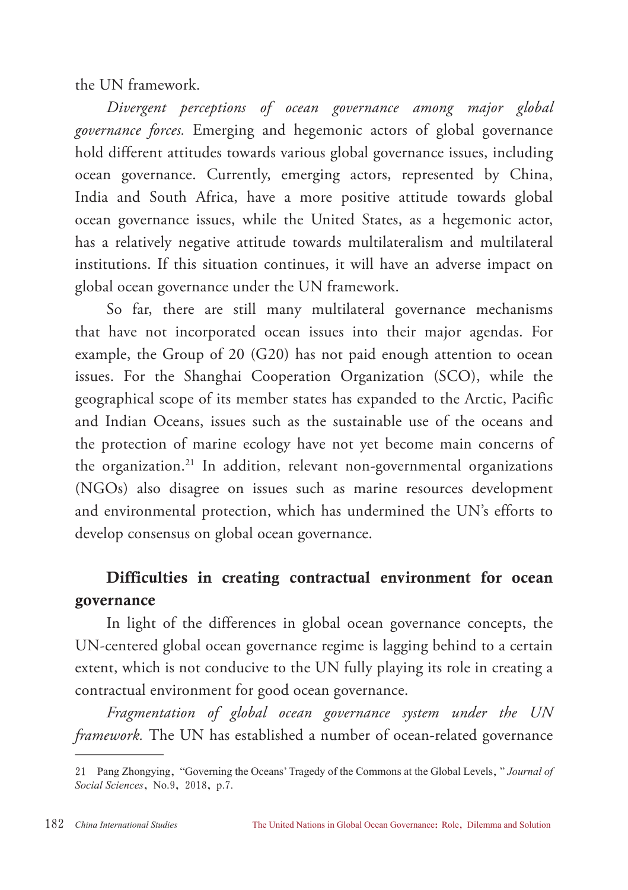the UN framework.

*Divergent perceptions of ocean governance among major global governance forces.* Emerging and hegemonic actors of global governance hold different attitudes towards various global governance issues, including ocean governance. Currently, emerging actors, represented by China, India and South Africa, have a more positive attitude towards global ocean governance issues, while the United States, as a hegemonic actor, has a relatively negative attitude towards multilateralism and multilateral institutions. If this situation continues, it will have an adverse impact on global ocean governance under the UN framework.

So far, there are still many multilateral governance mechanisms that have not incorporated ocean issues into their major agendas. For example, the Group of 20 (G20) has not paid enough attention to ocean issues. For the Shanghai Cooperation Organization (SCO), while the geographical scope of its member states has expanded to the Arctic, Pacific and Indian Oceans, issues such as the sustainable use of the oceans and the protection of marine ecology have not yet become main concerns of the organization.[21] In addition, relevant non-governmental organizations (NGOs) also disagree on issues such as marine resources development and environmental protection, which has undermined the UN's efforts to develop consensus on global ocean governance.

## Difficulties in creating contractual environment for ocean governance

In light of the differences in global ocean governance concepts, the UN-centered global ocean governance regime is lagging behind to a certain extent, which is not conducive to the UN fully playing its role in creating a contractual environment for good ocean governance.

*Fragmentation of global ocean governance system under the UN framework.* The UN has established a number of ocean-related governance

---

21 Pang Zhongying, "Governing the Oceans' Tragedy of the Commons at the Global Levels," *Journal of Social Sciences*, No.9, 2018, p.7.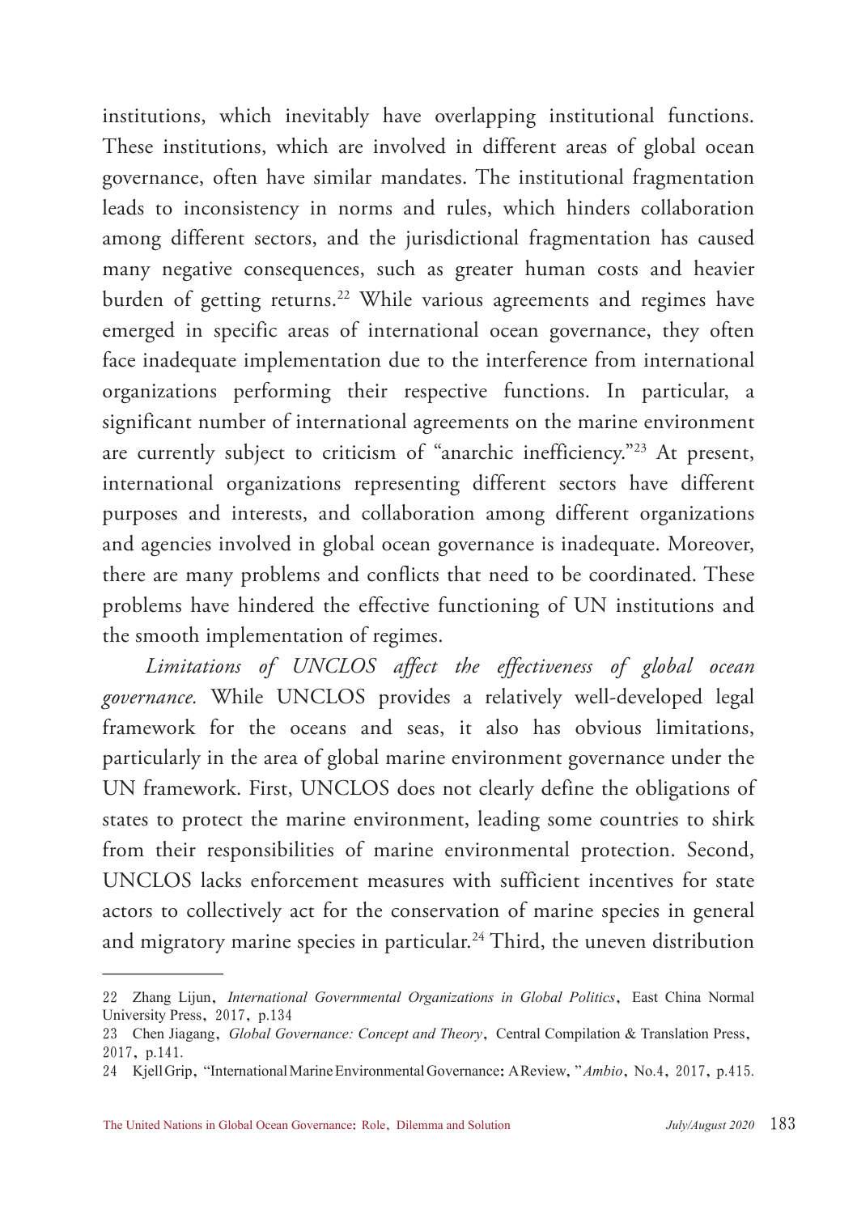institutions, which inevitably have overlapping institutional functions. These institutions, which are involved in different areas of global ocean governance, often have similar mandates. The institutional fragmentation leads to inconsistency in norms and rules, which hinders collaboration among different sectors, and the jurisdictional fragmentation has caused many negative consequences, such as greater human costs and heavier burden of getting returns.[22] While various agreements and regimes have emerged in specific areas of international ocean governance, they often face inadequate implementation due to the interference from international organizations performing their respective functions. In particular, a significant number of international agreements on the marine environment are currently subject to criticism of "anarchic inefficiency."[23] At present, international organizations representing different sectors have different purposes and interests, and collaboration among different organizations and agencies involved in global ocean governance is inadequate. Moreover, there are many problems and conflicts that need to be coordinated. These problems have hindered the effective functioning of UN institutions and the smooth implementation of regimes.

*Limitations of UNCLOS affect the effectiveness of global ocean governance.* While UNCLOS provides a relatively well-developed legal framework for the oceans and seas, it also has obvious limitations, particularly in the area of global marine environment governance under the UN framework. First, UNCLOS does not clearly define the obligations of states to protect the marine environment, leading some countries to shirk from their responsibilities of marine environmental protection. Second, UNCLOS lacks enforcement measures with sufficient incentives for state actors to collectively act for the conservation of marine species in general and migratory marine species in particular.[24] Third, the uneven distribution

---

22 Zhang Lijun, *International Governmental Organizations in Global Politics*, East China Normal University Press, 2017, p.134

23 Chen Jiagang, *Global Governance: Concept and Theory*, Central Compilation & Translation Press, 2017, p.141.

24 Kjell Grip, "International Marine Environmental Governance: A Review, " *Ambio*, No.4, 2017, p.415.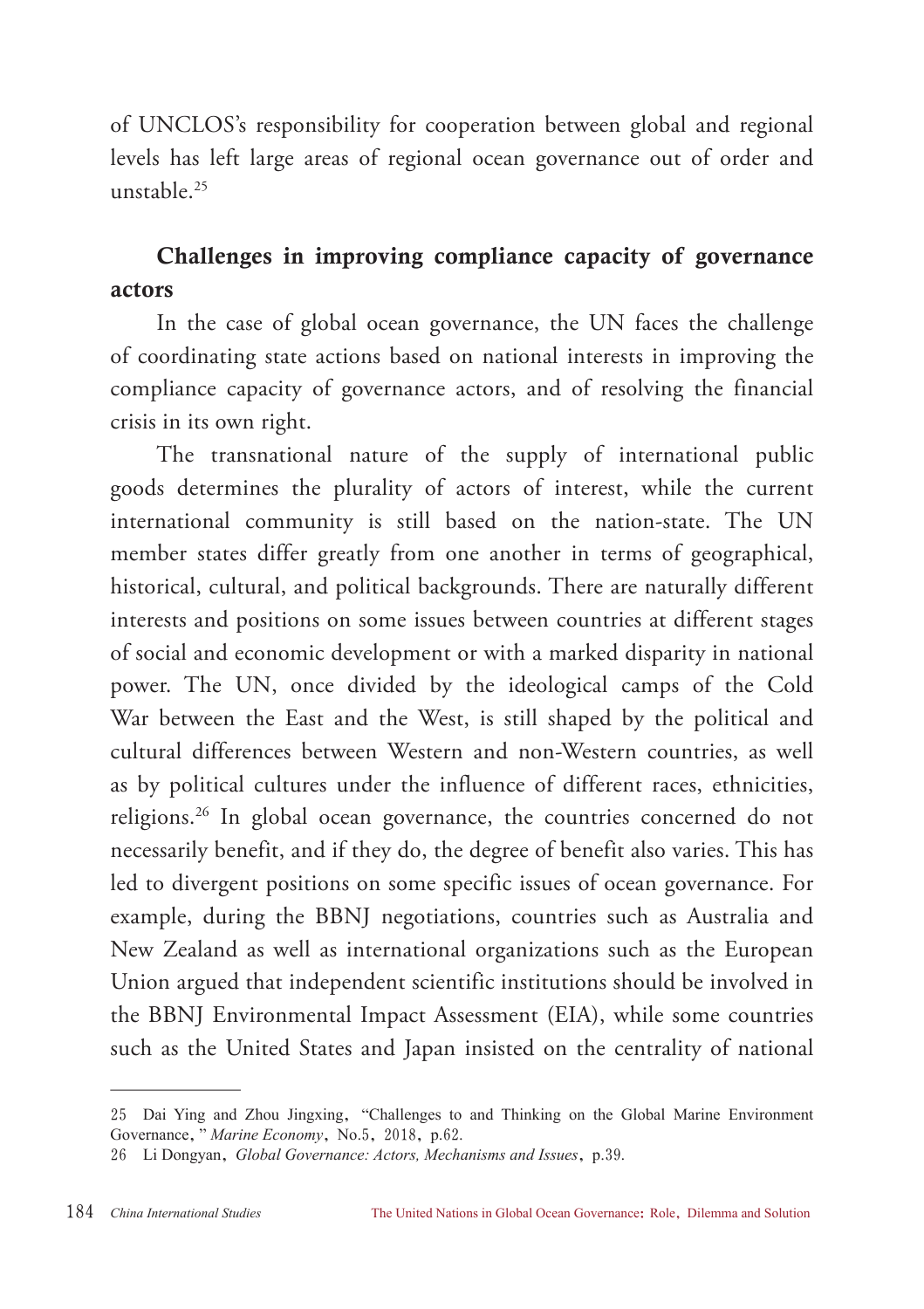of UNCLOS's responsibility for cooperation between global and regional levels has left large areas of regional ocean governance out of order and unstable.[25]

## Challenges in improving compliance capacity of governance actors

In the case of global ocean governance, the UN faces the challenge of coordinating state actions based on national interests in improving the compliance capacity of governance actors, and of resolving the financial crisis in its own right.

The transnational nature of the supply of international public goods determines the plurality of actors of interest, while the current international community is still based on the nation-state. The UN member states differ greatly from one another in terms of geographical, historical, cultural, and political backgrounds. There are naturally different interests and positions on some issues between countries at different stages of social and economic development or with a marked disparity in national power. The UN, once divided by the ideological camps of the Cold War between the East and the West, is still shaped by the political and cultural differences between Western and non-Western countries, as well as by political cultures under the influence of different races, ethnicities, religions.[26] In global ocean governance, the countries concerned do not necessarily benefit, and if they do, the degree of benefit also varies. This has led to divergent positions on some specific issues of ocean governance. For example, during the BBNJ negotiations, countries such as Australia and New Zealand as well as international organizations such as the European Union argued that independent scientific institutions should be involved in the BBNJ Environmental Impact Assessment (EIA), while some countries such as the United States and Japan insisted on the centrality of national

---

25 Dai Ying and Zhou Jingxing, "Challenges to and Thinking on the Global Marine Environment Governance," *Marine Economy*, No.5, 2018, p.62.

26 Li Dongyan, *Global Governance: Actors, Mechanisms and Issues*, p.39.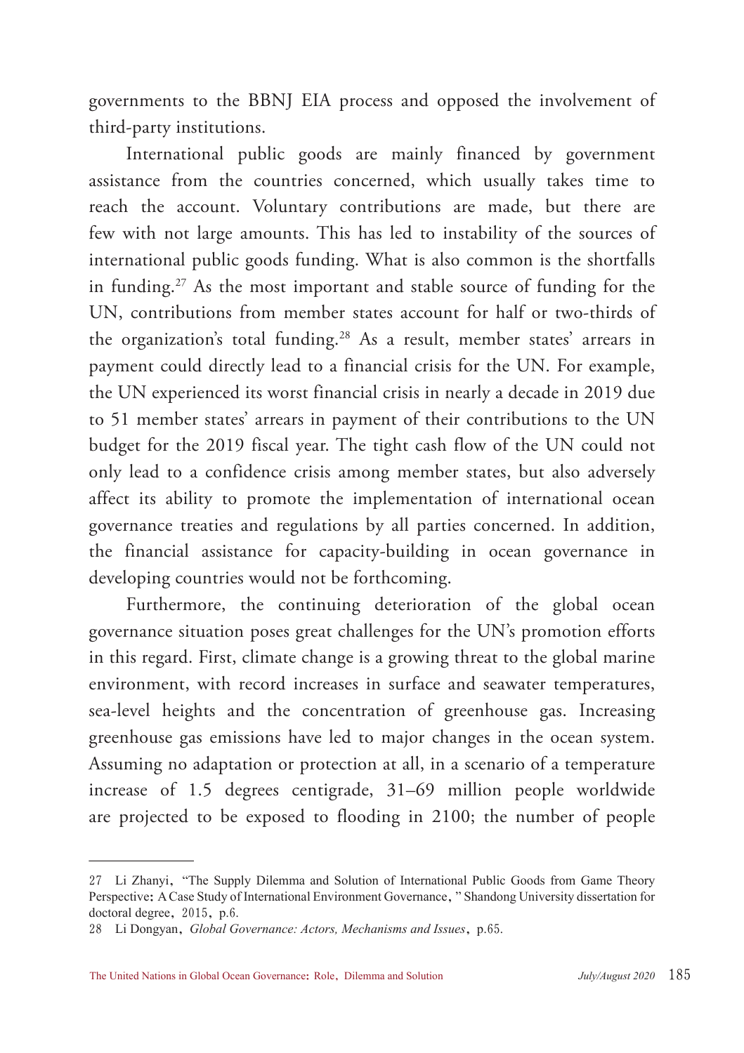governments to the BBNJ EIA process and opposed the involvement of third-party institutions.

International public goods are mainly financed by government assistance from the countries concerned, which usually takes time to reach the account. Voluntary contributions are made, but there are few with not large amounts. This has led to instability of the sources of international public goods funding. What is also common is the shortfalls in funding.[27] As the most important and stable source of funding for the UN, contributions from member states account for half or two-thirds of the organization's total funding.[28] As a result, member states' arrears in payment could directly lead to a financial crisis for the UN. For example, the UN experienced its worst financial crisis in nearly a decade in 2019 due to 51 member states' arrears in payment of their contributions to the UN budget for the 2019 fiscal year. The tight cash flow of the UN could not only lead to a confidence crisis among member states, but also adversely affect its ability to promote the implementation of international ocean governance treaties and regulations by all parties concerned. In addition, the financial assistance for capacity-building in ocean governance in developing countries would not be forthcoming.

Furthermore, the continuing deterioration of the global ocean governance situation poses great challenges for the UN's promotion efforts in this regard. First, climate change is a growing threat to the global marine environment, with record increases in surface and seawater temperatures, sea-level heights and the concentration of greenhouse gas. Increasing greenhouse gas emissions have led to major changes in the ocean system. Assuming no adaptation or protection at all, in a scenario of a temperature increase of 1.5 degrees centigrade, 31–69 million people worldwide are projected to be exposed to flooding in 2100; the number of people

---

27 Li Zhanyi, "The Supply Dilemma and Solution of International Public Goods from Game Theory Perspective: A Case Study of International Environment Governance," Shandong University dissertation for doctoral degree, 2015, p.6.

28 Li Dongyan, *Global Governance: Actors, Mechanisms and Issues*, p.65.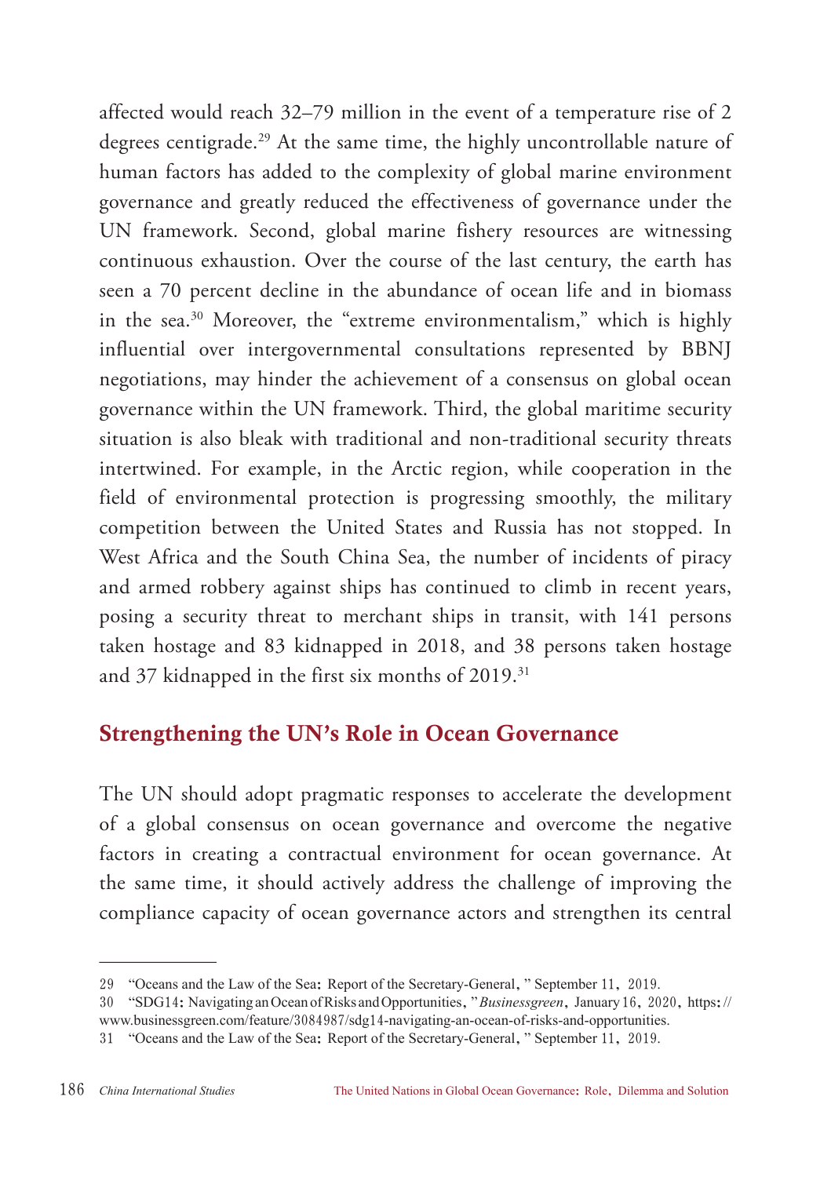affected would reach 32–79 million in the event of a temperature rise of 2 degrees centigrade.[29] At the same time, the highly uncontrollable nature of human factors has added to the complexity of global marine environment governance and greatly reduced the effectiveness of governance under the UN framework. Second, global marine fishery resources are witnessing continuous exhaustion. Over the course of the last century, the earth has seen a 70 percent decline in the abundance of ocean life and in biomass in the sea.[30] Moreover, the "extreme environmentalism," which is highly influential over intergovernmental consultations represented by BBNJ negotiations, may hinder the achievement of a consensus on global ocean governance within the UN framework. Third, the global maritime security situation is also bleak with traditional and non-traditional security threats intertwined. For example, in the Arctic region, while cooperation in the field of environmental protection is progressing smoothly, the military competition between the United States and Russia has not stopped. In West Africa and the South China Sea, the number of incidents of piracy and armed robbery against ships has continued to climb in recent years, posing a security threat to merchant ships in transit, with 141 persons taken hostage and 83 kidnapped in 2018, and 38 persons taken hostage and 37 kidnapped in the first six months of 2019.[31]

## Strengthening the UN's Role in Ocean Governance

The UN should adopt pragmatic responses to accelerate the development of a global consensus on ocean governance and overcome the negative factors in creating a contractual environment for ocean governance. At the same time, it should actively address the challenge of improving the compliance capacity of ocean governance actors and strengthen its central

---

29 "Oceans and the Law of the Sea: Report of the Secretary-General," September 11, 2019.

30 "SDG14: Navigating an Ocean of Risks and Opportunities," *Businessgreen*, January 16, 2020, https://www.businessgreen.com/feature/3084987/sdg14-navigating-an-ocean-of-risks-and-opportunities.

31 "Oceans and the Law of the Sea: Report of the Secretary-General," September 11, 2019.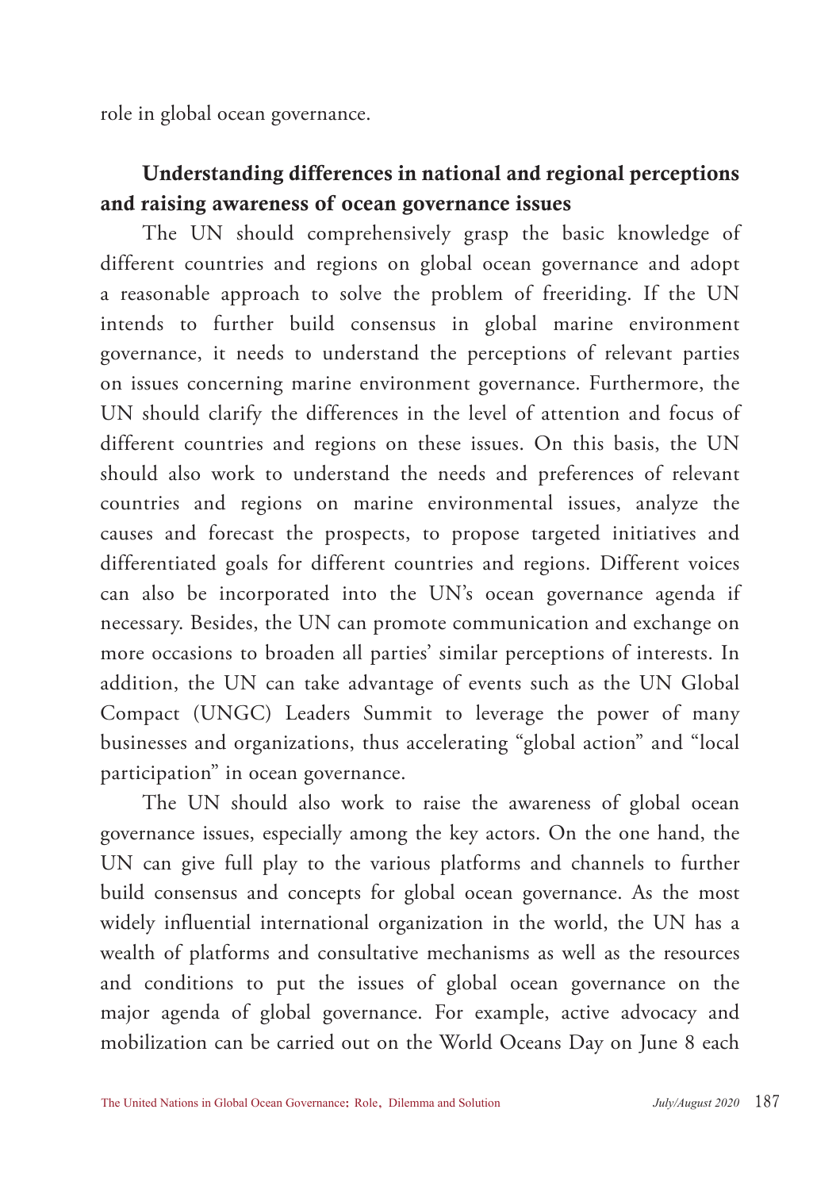role in global ocean governance.

## Understanding differences in national and regional perceptions and raising awareness of ocean governance issues

The UN should comprehensively grasp the basic knowledge of different countries and regions on global ocean governance and adopt a reasonable approach to solve the problem of freeriding. If the UN intends to further build consensus in global marine environment governance, it needs to understand the perceptions of relevant parties on issues concerning marine environment governance. Furthermore, the UN should clarify the differences in the level of attention and focus of different countries and regions on these issues. On this basis, the UN should also work to understand the needs and preferences of relevant countries and regions on marine environmental issues, analyze the causes and forecast the prospects, to propose targeted initiatives and differentiated goals for different countries and regions. Different voices can also be incorporated into the UN's ocean governance agenda if necessary. Besides, the UN can promote communication and exchange on more occasions to broaden all parties' similar perceptions of interests. In addition, the UN can take advantage of events such as the UN Global Compact (UNGC) Leaders Summit to leverage the power of many businesses and organizations, thus accelerating "global action" and "local participation" in ocean governance.

The UN should also work to raise the awareness of global ocean governance issues, especially among the key actors. On the one hand, the UN can give full play to the various platforms and channels to further build consensus and concepts for global ocean governance. As the most widely influential international organization in the world, the UN has a wealth of platforms and consultative mechanisms as well as the resources and conditions to put the issues of global ocean governance on the major agenda of global governance. For example, active advocacy and mobilization can be carried out on the World Oceans Day on June 8 each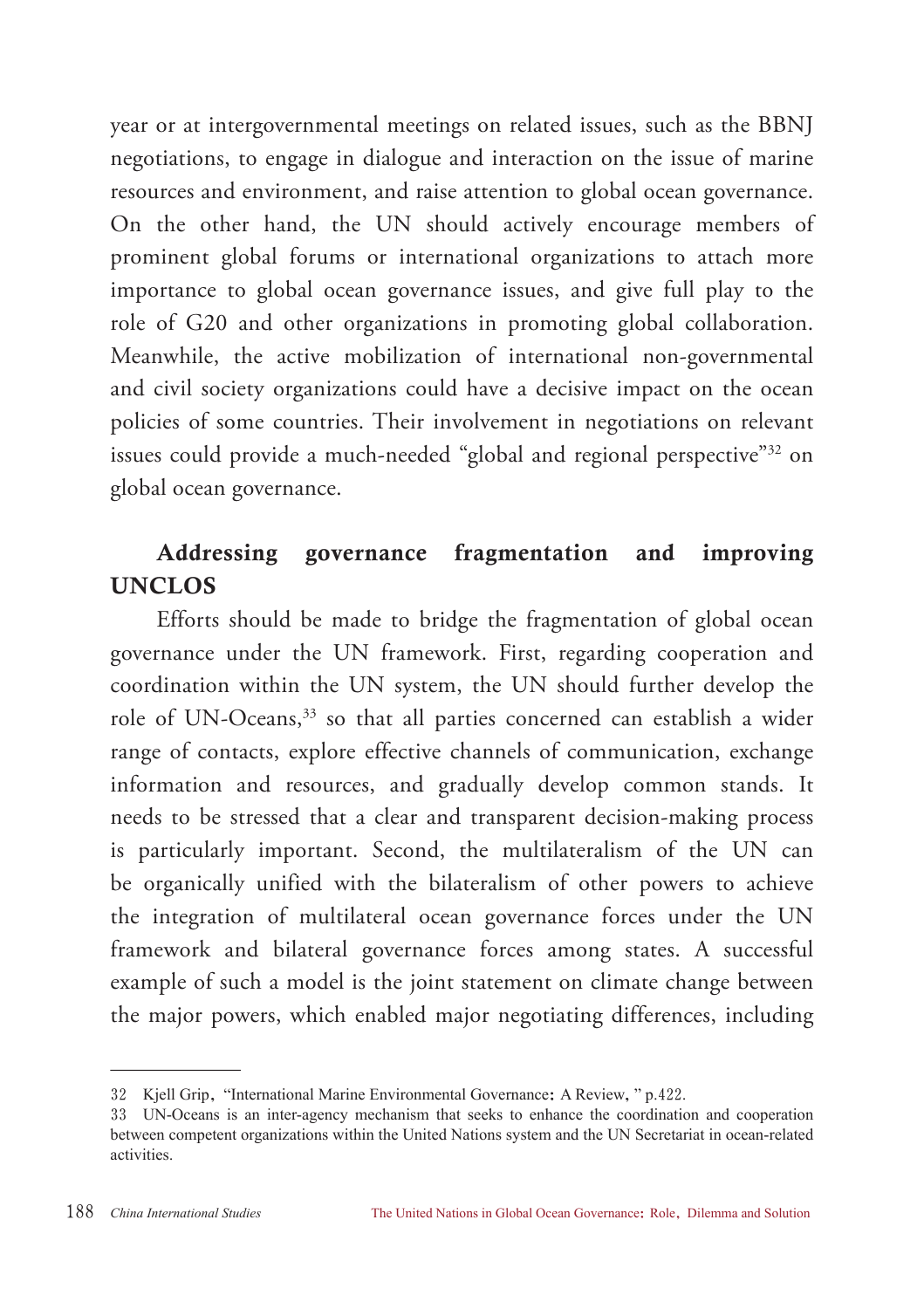year or at intergovernmental meetings on related issues, such as the BBNJ negotiations, to engage in dialogue and interaction on the issue of marine resources and environment, and raise attention to global ocean governance. On the other hand, the UN should actively encourage members of prominent global forums or international organizations to attach more importance to global ocean governance issues, and give full play to the role of G20 and other organizations in promoting global collaboration. Meanwhile, the active mobilization of international non-governmental and civil society organizations could have a decisive impact on the ocean policies of some countries. Their involvement in negotiations on relevant issues could provide a much-needed "global and regional perspective"[32] on global ocean governance.

### Addressing governance fragmentation and improving UNCLOS

Efforts should be made to bridge the fragmentation of global ocean governance under the UN framework. First, regarding cooperation and coordination within the UN system, the UN should further develop the role of UN-Oceans,[33] so that all parties concerned can establish a wider range of contacts, explore effective channels of communication, exchange information and resources, and gradually develop common stands. It needs to be stressed that a clear and transparent decision-making process is particularly important. Second, the multilateralism of the UN can be organically unified with the bilateralism of other powers to achieve the integration of multilateral ocean governance forces under the UN framework and bilateral governance forces among states. A successful example of such a model is the joint statement on climate change between the major powers, which enabled major negotiating differences, including

---

32 Kjell Grip, "International Marine Environmental Governance: A Review," p.422.

33 UN-Oceans is an inter-agency mechanism that seeks to enhance the coordination and cooperation between competent organizations within the United Nations system and the UN Secretariat in ocean-related activities.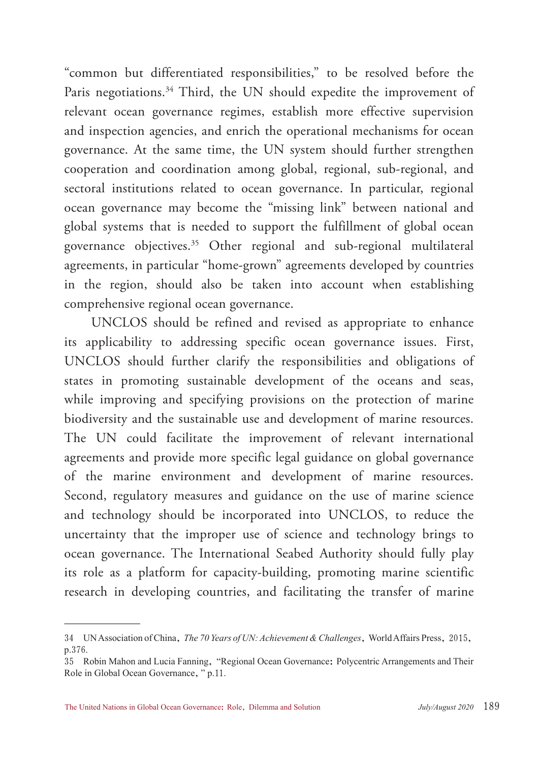"common but differentiated responsibilities," to be resolved before the Paris negotiations.[34] Third, the UN should expedite the improvement of relevant ocean governance regimes, establish more effective supervision and inspection agencies, and enrich the operational mechanisms for ocean governance. At the same time, the UN system should further strengthen cooperation and coordination among global, regional, sub-regional, and sectoral institutions related to ocean governance. In particular, regional ocean governance may become the "missing link" between national and global systems that is needed to support the fulfillment of global ocean governance objectives.[35] Other regional and sub-regional multilateral agreements, in particular "home-grown" agreements developed by countries in the region, should also be taken into account when establishing comprehensive regional ocean governance.

UNCLOS should be refined and revised as appropriate to enhance its applicability to addressing specific ocean governance issues. First, UNCLOS should further clarify the responsibilities and obligations of states in promoting sustainable development of the oceans and seas, while improving and specifying provisions on the protection of marine biodiversity and the sustainable use and development of marine resources. The UN could facilitate the improvement of relevant international agreements and provide more specific legal guidance on global governance of the marine environment and development of marine resources. Second, regulatory measures and guidance on the use of marine science and technology should be incorporated into UNCLOS, to reduce the uncertainty that the improper use of science and technology brings to ocean governance. The International Seabed Authority should fully play its role as a platform for capacity-building, promoting marine scientific research in developing countries, and facilitating the transfer of marine

---

34 UN Association of China, *The 70 Years of UN: Achievement & Challenges*, World Affairs Press, 2015, p.376.

35 Robin Mahon and Lucia Fanning, "Regional Ocean Governance: Polycentric Arrangements and Their Role in Global Ocean Governance," p.11.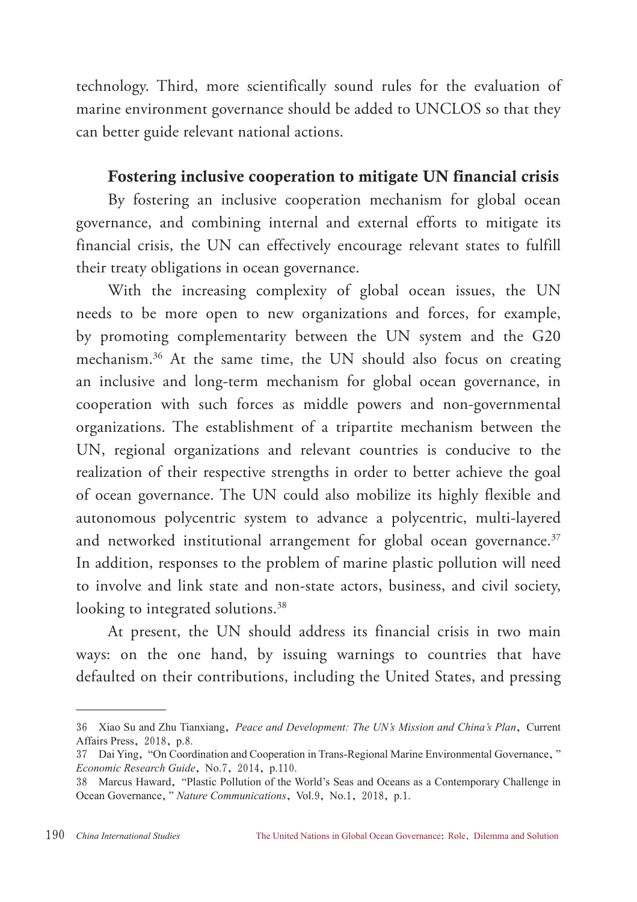technology. Third, more scientifically sound rules for the evaluation of marine environment governance should be added to UNCLOS so that they can better guide relevant national actions.

### Fostering inclusive cooperation to mitigate UN financial crisis

By fostering an inclusive cooperation mechanism for global ocean governance, and combining internal and external efforts to mitigate its financial crisis, the UN can effectively encourage relevant states to fulfill their treaty obligations in ocean governance.

With the increasing complexity of global ocean issues, the UN needs to be more open to new organizations and forces, for example, by promoting complementarity between the UN system and the G20 mechanism.[36] At the same time, the UN should also focus on creating an inclusive and long-term mechanism for global ocean governance, in cooperation with such forces as middle powers and non-governmental organizations. The establishment of a tripartite mechanism between the UN, regional organizations and relevant countries is conducive to the realization of their respective strengths in order to better achieve the goal of ocean governance. The UN could also mobilize its highly flexible and autonomous polycentric system to advance a polycentric, multi-layered and networked institutional arrangement for global ocean governance.[37] In addition, responses to the problem of marine plastic pollution will need to involve and link state and non-state actors, business, and civil society, looking to integrated solutions.[38]

At present, the UN should address its financial crisis in two main ways: on the one hand, by issuing warnings to countries that have defaulted on their contributions, including the United States, and pressing

---

36 Xiao Su and Zhu Tianxiang, *Peace and Development: The UN's Mission and China's Plan*, Current Affairs Press, 2018, p.8.

37 Dai Ying, "On Coordination and Cooperation in Trans-Regional Marine Environmental Governance," *Economic Research Guide*, No.7, 2014, p.110.

38 Marcus Haward, "Plastic Pollution of the World's Seas and Oceans as a Contemporary Challenge in Ocean Governance," *Nature Communications*, Vol.9, No.1, 2018, p.1.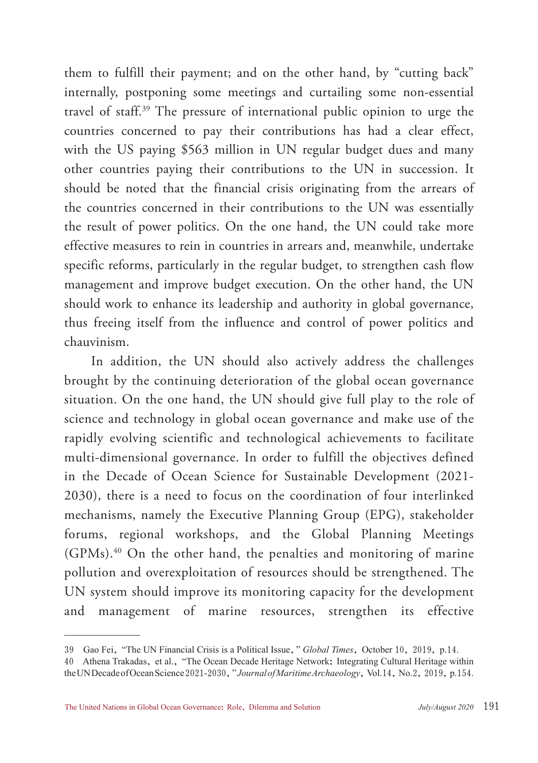them to fulfill their payment; and on the other hand, by "cutting back" internally, postponing some meetings and curtailing some non-essential travel of staff.[39] The pressure of international public opinion to urge the countries concerned to pay their contributions has had a clear effect, with the US paying $563 million in UN regular budget dues and many other countries paying their contributions to the UN in succession. It should be noted that the financial crisis originating from the arrears of the countries concerned in their contributions to the UN was essentially the result of power politics. On the one hand, the UN could take more effective measures to rein in countries in arrears and, meanwhile, undertake specific reforms, particularly in the regular budget, to strengthen cash flow management and improve budget execution. On the other hand, the UN should work to enhance its leadership and authority in global governance, thus freeing itself from the influence and control of power politics and chauvinism.

In addition, the UN should also actively address the challenges brought by the continuing deterioration of the global ocean governance situation. On the one hand, the UN should give full play to the role of science and technology in global ocean governance and make use of the rapidly evolving scientific and technological achievements to facilitate multi-dimensional governance. In order to fulfill the objectives defined in the Decade of Ocean Science for Sustainable Development (2021-2030), there is a need to focus on the coordination of four interlinked mechanisms, namely the Executive Planning Group (EPG), stakeholder forums, regional workshops, and the Global Planning Meetings (GPMs).[40] On the other hand, the penalties and monitoring of marine pollution and overexploitation of resources should be strengthened. The UN system should improve its monitoring capacity for the development and management of marine resources, strengthen its effective

---

39 Gao Fei, "The UN Financial Crisis is a Political Issue," *Global Times*, October 10, 2019, p.14.

40 Athena Trakadas, et al., "The Ocean Decade Heritage Network: Integrating Cultural Heritage within the UN Decade of Ocean Science 2021-2030," *Journal of Maritime Archaeology*, Vol.14, No.2, 2019, p.154.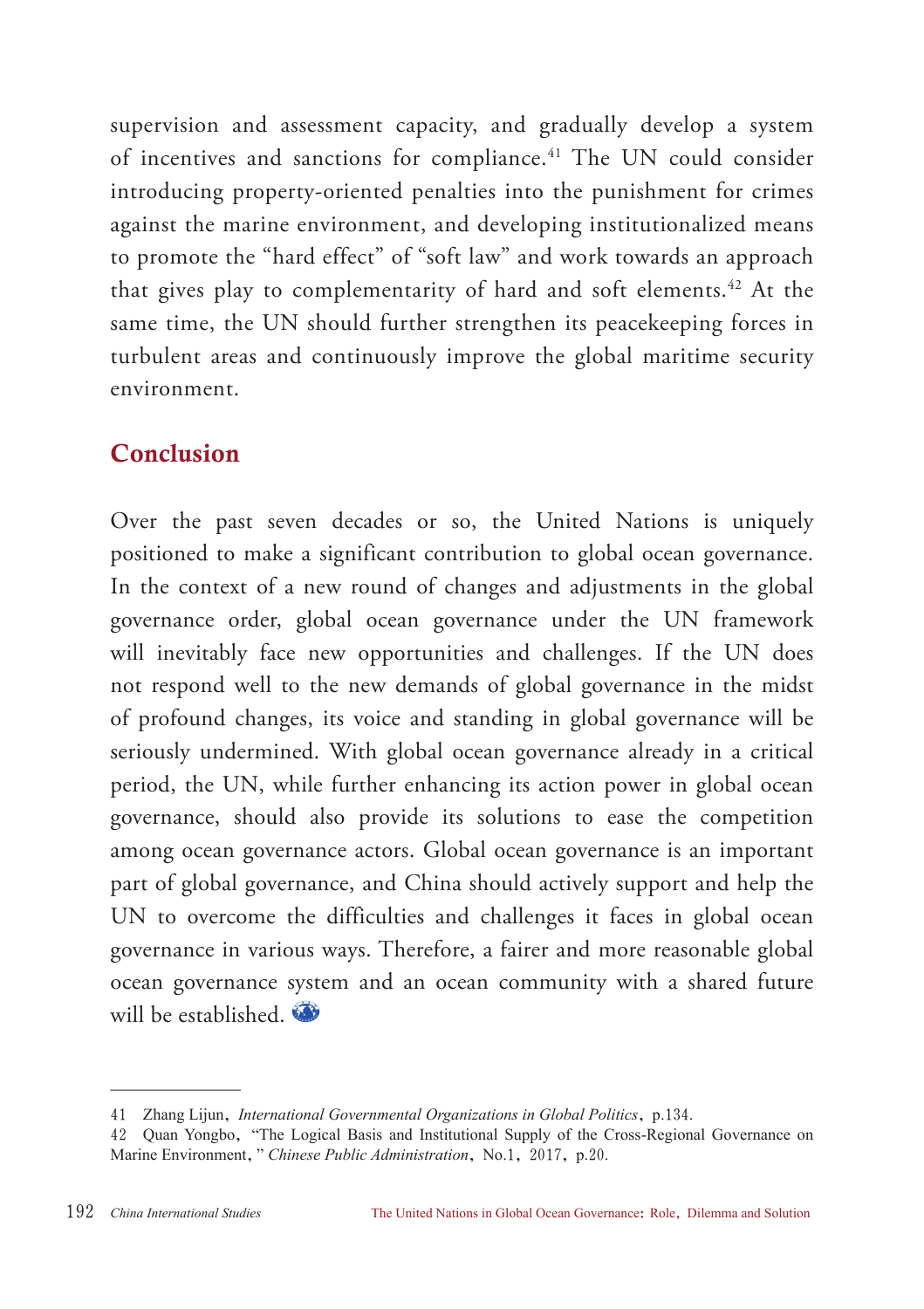supervision and assessment capacity, and gradually develop a system of incentives and sanctions for compliance.[41] The UN could consider introducing property-oriented penalties into the punishment for crimes against the marine environment, and developing institutionalized means to promote the "hard effect" of "soft law" and work towards an approach that gives play to complementarity of hard and soft elements.[42] At the same time, the UN should further strengthen its peacekeeping forces in turbulent areas and continuously improve the global maritime security environment.

## Conclusion

Over the past seven decades or so, the United Nations is uniquely positioned to make a significant contribution to global ocean governance. In the context of a new round of changes and adjustments in the global governance order, global ocean governance under the UN framework will inevitably face new opportunities and challenges. If the UN does not respond well to the new demands of global governance in the midst of profound changes, its voice and standing in global governance will be seriously undermined. With global ocean governance already in a critical period, the UN, while further enhancing its action power in global ocean governance, should also provide its solutions to ease the competition among ocean governance actors. Global ocean governance is an important part of global governance, and China should actively support and help the UN to overcome the difficulties and challenges it faces in global ocean governance in various ways. Therefore, a fairer and more reasonable global ocean governance system and an ocean community with a shared future will be established.

---

41 Zhang Lijun, *International Governmental Organizations in Global Politics*, p.134.

42 Quan Yongbo, "The Logical Basis and Institutional Supply of the Cross-Regional Governance on Marine Environment," *Chinese Public Administration*, No.1, 2017, p.20.